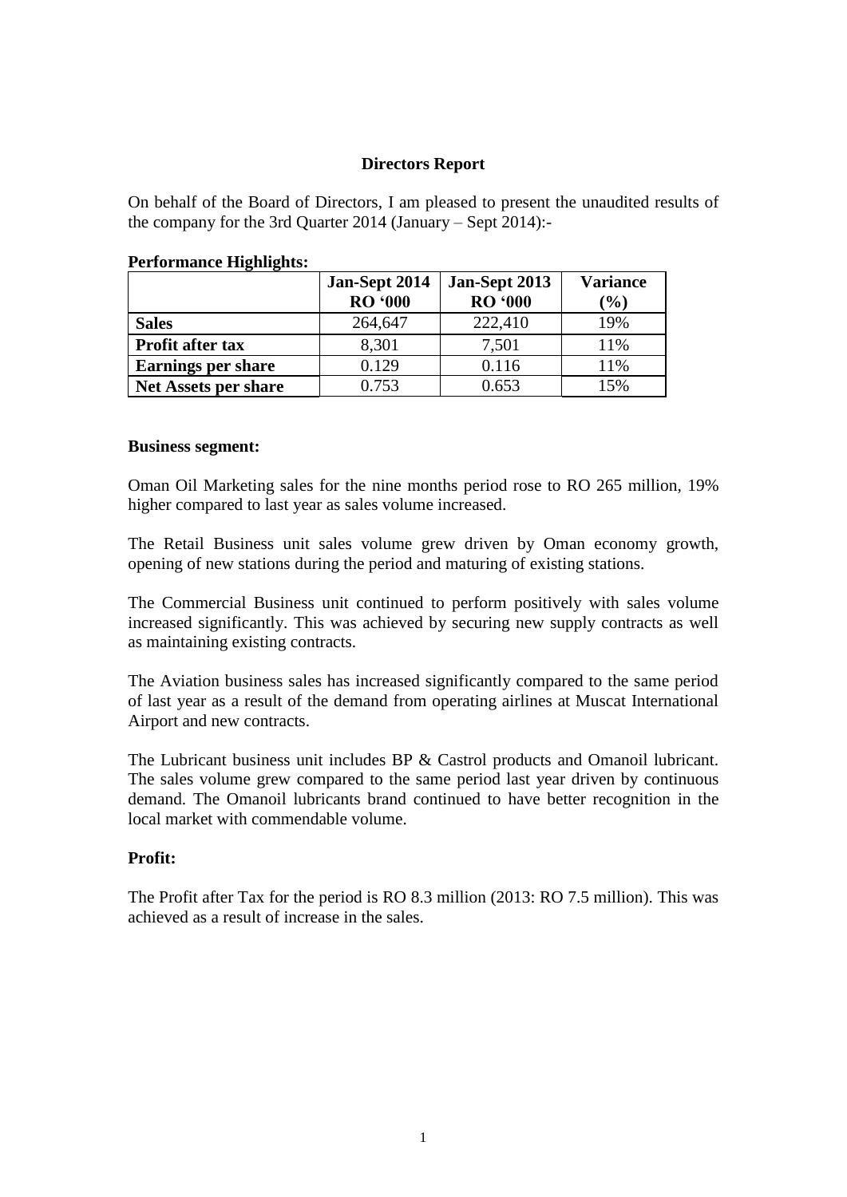# Directors Report

On behalf of the Board of Directors, I am pleased to present the unaudited results of the company for the 3rd Quarter 2014 (January – Sept 2014):-

**Performance Highlights:**

| | Jan-Sept 2014 RO '000 | Jan-Sept 2013 RO '000 | Variance (%) |
|---|---|---|---|
| **Sales** | 264,647 | 222,410 | 19% |
| **Profit after tax** | 8,301 | 7,501 | 11% |
| **Earnings per share** | 0.129 | 0.116 | 11% |
| **Net Assets per share** | 0.753 | 0.653 | 15% |

**Business segment:**

Oman Oil Marketing sales for the nine months period rose to RO 265 million, 19% higher compared to last year as sales volume increased.

The Retail Business unit sales volume grew driven by Oman economy growth, opening of new stations during the period and maturing of existing stations.

The Commercial Business unit continued to perform positively with sales volume increased significantly. This was achieved by securing new supply contracts as well as maintaining existing contracts.

The Aviation business sales has increased significantly compared to the same period of last year as a result of the demand from operating airlines at Muscat International Airport and new contracts.

The Lubricant business unit includes BP & Castrol products and Omanoil lubricant. The sales volume grew compared to the same period last year driven by continuous demand. The Omanoil lubricants brand continued to have better recognition in the local market with commendable volume.

**Profit:**

The Profit after Tax for the period is RO 8.3 million (2013: RO 7.5 million). This was achieved as a result of increase in the sales.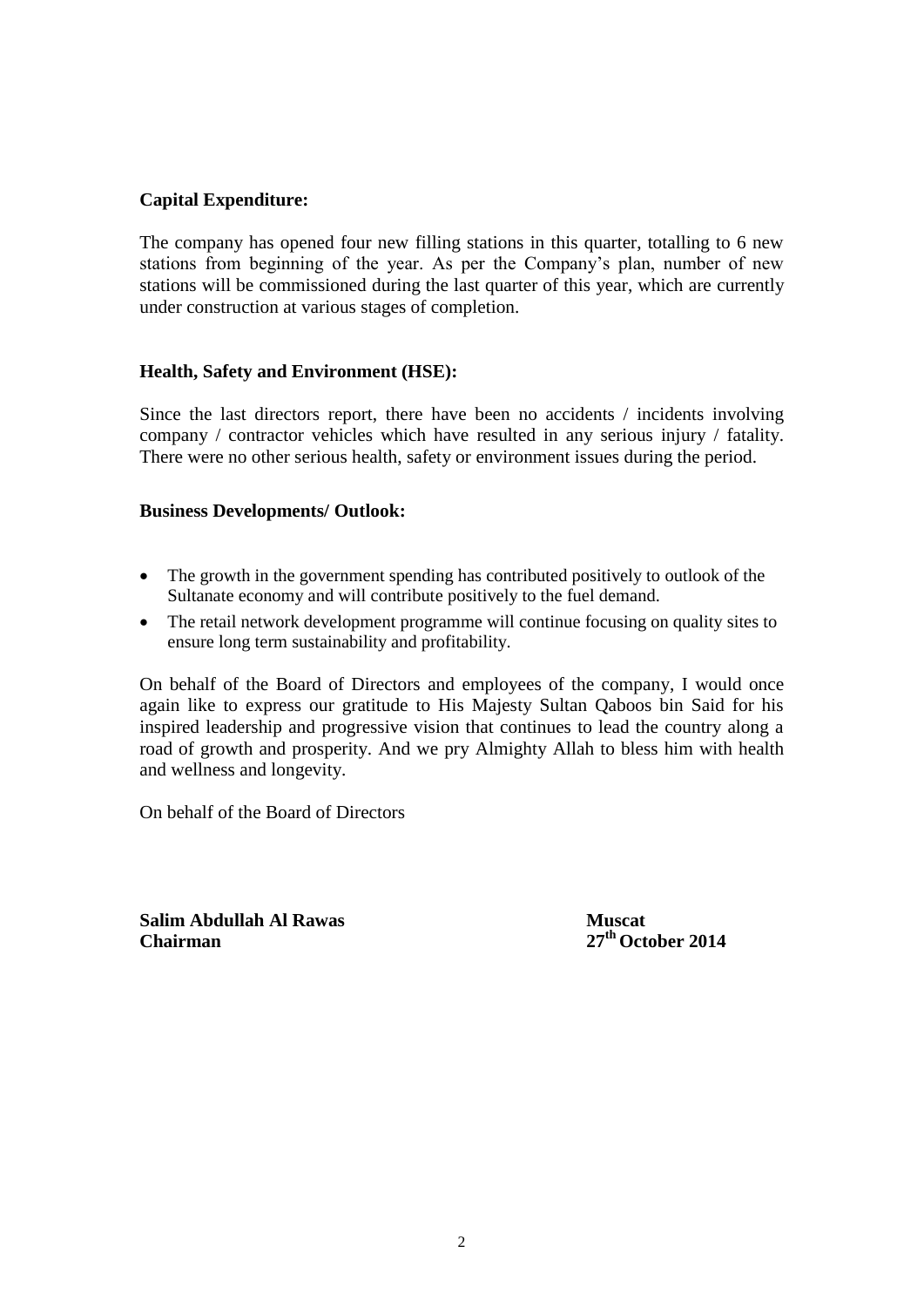**Capital Expenditure:**

The company has opened four new filling stations in this quarter, totalling to 6 new stations from beginning of the year. As per the Company's plan, number of new stations will be commissioned during the last quarter of this year, which are currently under construction at various stages of completion.

**Health, Safety and Environment (HSE):**

Since the last directors report, there have been no accidents / incidents involving company / contractor vehicles which have resulted in any serious injury / fatality. There were no other serious health, safety or environment issues during the period.

**Business Developments/ Outlook:**

- The growth in the government spending has contributed positively to outlook of the Sultanate economy and will contribute positively to the fuel demand.
- The retail network development programme will continue focusing on quality sites to ensure long term sustainability and profitability.

On behalf of the Board of Directors and employees of the company, I would once again like to express our gratitude to His Majesty Sultan Qaboos bin Said for his inspired leadership and progressive vision that continues to lead the country along a road of growth and prosperity. And we pry Almighty Allah to bless him with health and wellness and longevity.

On behalf of the Board of Directors

**Salim Abdullah Al Rawas**
**Chairman**

**Muscat**
**27th October 2014**